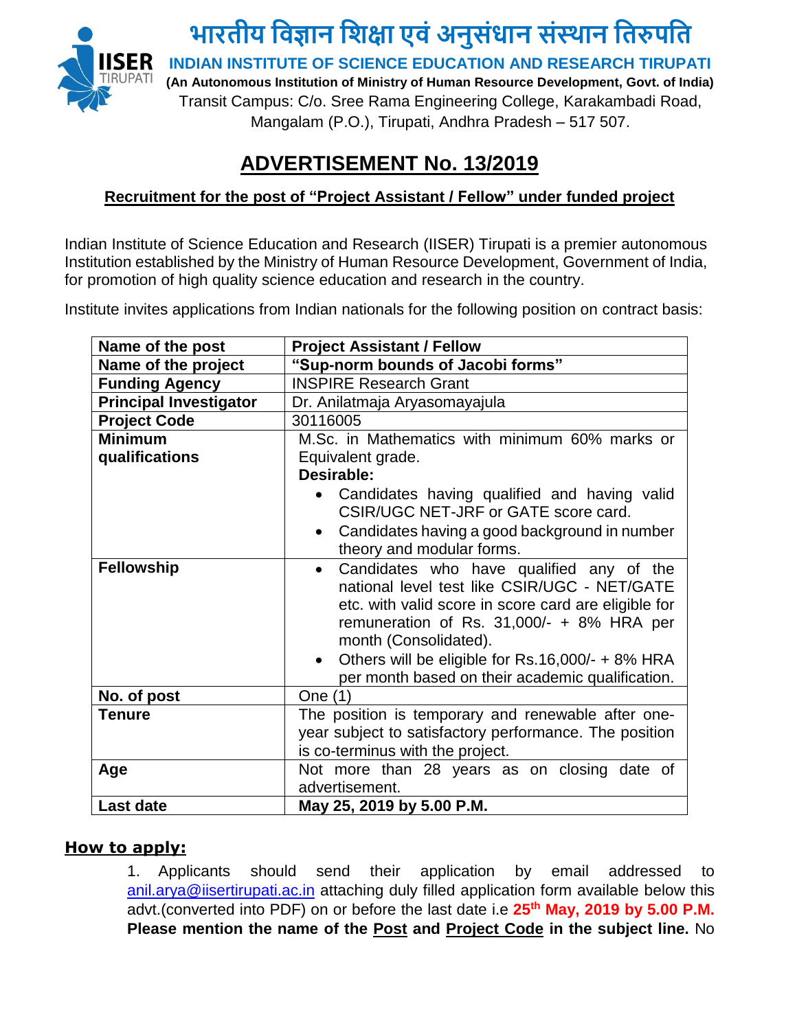# भारतीय विज्ञान शिक्षा एवं अनुसंधान संस्थान तिरुपति

**INDIAN INSTITUTE OF SCIENCE EDUCATION AND RESEARCH TIRUPATI**

**(An Autonomous Institution of Ministry of Human Resource Development, Govt. of India)**

Transit Campus: C/o. Sree Rama Engineering College, Karakambadi Road, Mangalam (P.O.), Tirupati, Andhra Pradesh – 517 507.

## ADVERTISEMENT No. 13/2019

### Recruitment for the post of "Project Assistant / Fellow" under funded project

Indian Institute of Science Education and Research (IISER) Tirupati is a premier autonomous Institution established by the Ministry of Human Resource Development, Government of India, for promotion of high quality science education and research in the country.

Institute invites applications from Indian nationals for the following position on contract basis:

| **Name of the post** | **Project Assistant / Fellow** |
|---|---|
| **Name of the project** | **"Sup-norm bounds of Jacobi forms"** |
| **Funding Agency** | INSPIRE Research Grant |
| **Principal Investigator** | Dr. Anilatmaja Aryasomayajula |
| **Project Code** | 30116005 |
| **Minimum qualifications** | M.Sc. in Mathematics with minimum 60% marks or Equivalent grade.<br>**Desirable:**<br>• Candidates having qualified and having valid CSIR/UGC NET-JRF or GATE score card.<br>• Candidates having a good background in number theory and modular forms. |
| **Fellowship** | • Candidates who have qualified any of the national level test like CSIR/UGC - NET/GATE etc. with valid score in score card are eligible for remuneration of Rs. 31,000/- + 8% HRA per month (Consolidated).<br>• Others will be eligible for Rs.16,000/- + 8% HRA per month based on their academic qualification. |
| **No. of post** | One (1) |
| **Tenure** | The position is temporary and renewable after one-year subject to satisfactory performance. The position is co-terminus with the project. |
| **Age** | Not more than 28 years as on closing date of advertisement. |
| **Last date** | **May 25, 2019 by 5.00 P.M.** |

### How to apply:

1. Applicants should send their application by email addressed to anil.arya@iisertirupati.ac.in attaching duly filled application form available below this advt.(converted into PDF) on or before the last date i.e **25th May, 2019 by 5.00 P.M.** **Please mention the name of the Post and Project Code in the subject line.** No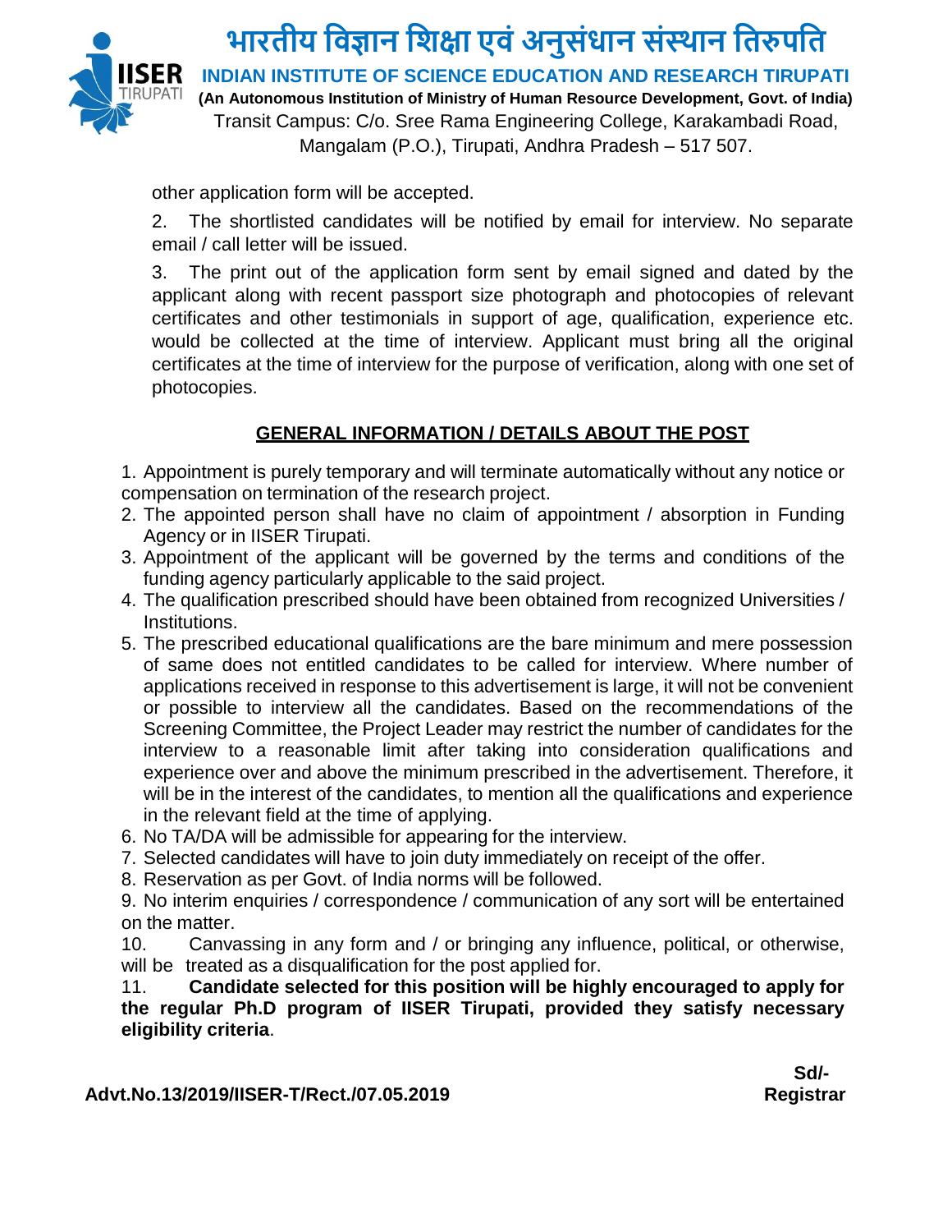other application form will be accepted.

2. The shortlisted candidates will be notified by email for interview. No separate email / call letter will be issued.

3. The print out of the application form sent by email signed and dated by the applicant along with recent passport size photograph and photocopies of relevant certificates and other testimonials in support of age, qualification, experience etc. would be collected at the time of interview. Applicant must bring all the original certificates at the time of interview for the purpose of verification, along with one set of photocopies.

## GENERAL INFORMATION / DETAILS ABOUT THE POST

1. Appointment is purely temporary and will terminate automatically without any notice or compensation on termination of the research project.
2. The appointed person shall have no claim of appointment / absorption in Funding Agency or in IISER Tirupati.
3. Appointment of the applicant will be governed by the terms and conditions of the funding agency particularly applicable to the said project.
4. The qualification prescribed should have been obtained from recognized Universities / Institutions.
5. The prescribed educational qualifications are the bare minimum and mere possession of same does not entitled candidates to be called for interview. Where number of applications received in response to this advertisement is large, it will not be convenient or possible to interview all the candidates. Based on the recommendations of the Screening Committee, the Project Leader may restrict the number of candidates for the interview to a reasonable limit after taking into consideration qualifications and experience over and above the minimum prescribed in the advertisement. Therefore, it will be in the interest of the candidates, to mention all the qualifications and experience in the relevant field at the time of applying.
6. No TA/DA will be admissible for appearing for the interview.
7. Selected candidates will have to join duty immediately on receipt of the offer.
8. Reservation as per Govt. of India norms will be followed.
9. No interim enquiries / correspondence / communication of any sort will be entertained on the matter.
10. Canvassing in any form and / or bringing any influence, political, or otherwise, will be treated as a disqualification for the post applied for.
11. **Candidate selected for this position will be highly encouraged to apply for the regular Ph.D program of IISER Tirupati, provided they satisfy necessary eligibility criteria**.

**Sd/-**
**Registrar**

**Advt.No.13/2019/IISER-T/Rect./07.05.2019**